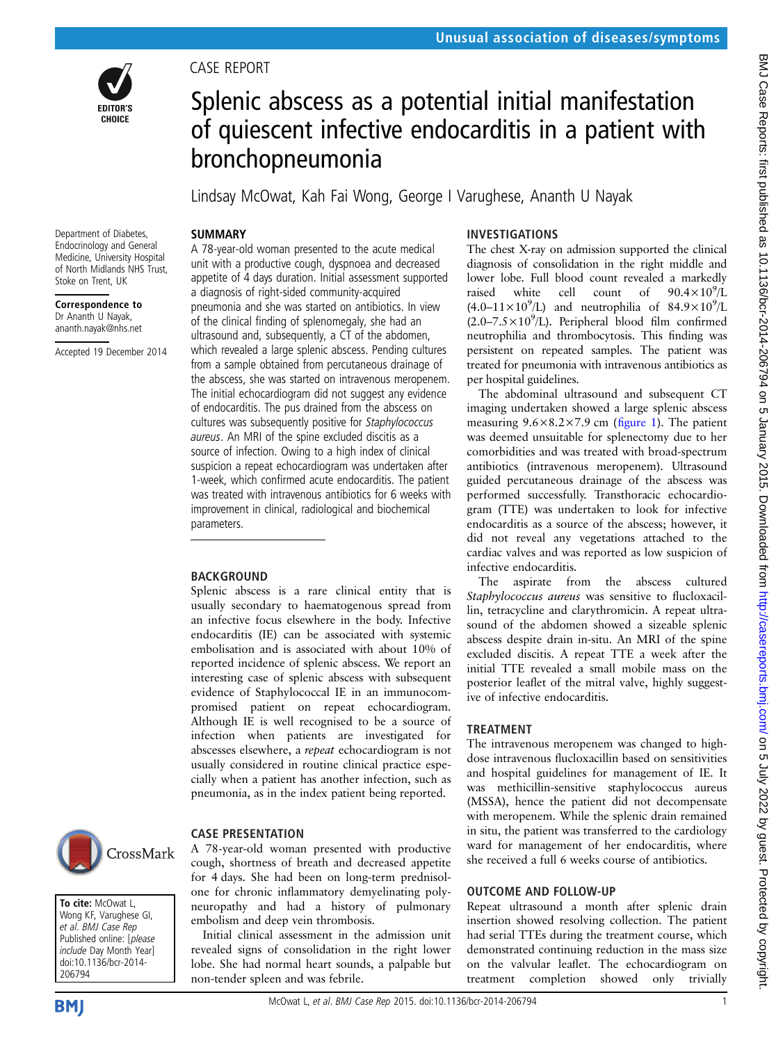CASE REPORT

# Splenic abscess as a potential initial manifestation of quiescent infective endocarditis in a patient with bronchopneumonia

Lindsay McOwat, Kah Fai Wong, George I Varughese, Ananth U Nayak

Department of Diabetes, Endocrinology and General Medicine, University Hospital of North Midlands NHS Trust, Stoke on Trent, UK

**Correspondence to**
Dr Ananth U Nayak,
ananth.nayak@nhs.net

Accepted 19 December 2014

**To cite:** McOwat L, Wong KF, Varughese GI, et al. *BMJ Case Rep* Published online: [*please include* Day Month Year] doi:10.1136/bcr-2014-206794

## SUMMARY

A 78-year-old woman presented to the acute medical unit with a productive cough, dyspnoea and decreased appetite of 4 days duration. Initial assessment supported a diagnosis of right-sided community-acquired pneumonia and she was started on antibiotics. In view of the clinical finding of splenomegaly, she had an ultrasound and, subsequently, a CT of the abdomen, which revealed a large splenic abscess. Pending cultures from a sample obtained from percutaneous drainage of the abscess, she was started on intravenous meropenem. The initial echocardiogram did not suggest any evidence of endocarditis. The pus drained from the abscess on cultures was subsequently positive for *Staphylococcus aureus*. An MRI of the spine excluded discitis as a source of infection. Owing to a high index of clinical suspicion a repeat echocardiogram was undertaken after 1-week, which confirmed acute endocarditis. The patient was treated with intravenous antibiotics for 6 weeks with improvement in clinical, radiological and biochemical parameters.

## BACKGROUND

Splenic abscess is a rare clinical entity that is usually secondary to haematogenous spread from an infective focus elsewhere in the body. Infective endocarditis (IE) can be associated with systemic embolisation and is associated with about 10% of reported incidence of splenic abscess. We report an interesting case of splenic abscess with subsequent evidence of Staphylococcal IE in an immunocompromised patient on repeat echocardiogram. Although IE is well recognised to be a source of infection when patients are investigated for abscesses elsewhere, a *repeat* echocardiogram is not usually considered in routine clinical practice especially when a patient has another infection, such as pneumonia, as in the index patient being reported.

## CASE PRESENTATION

A 78-year-old woman presented with productive cough, shortness of breath and decreased appetite for 4 days. She had been on long-term prednisolone for chronic inflammatory demyelinating polyneuropathy and had a history of pulmonary embolism and deep vein thrombosis.

Initial clinical assessment in the admission unit revealed signs of consolidation in the right lower lobe. She had normal heart sounds, a palpable but non-tender spleen and was febrile.

## INVESTIGATIONS

The chest X-ray on admission supported the clinical diagnosis of consolidation in the right middle and lower lobe. Full blood count revealed a markedly raised white cell count of $90.4\times10^9$/L ($4.0–11\times10^9$/L) and neutrophilia of $84.9\times10^9$/L ($2.0–7.5\times10^9$/L). Peripheral blood film confirmed neutrophilia and thrombocytosis. This finding was persistent on repeated samples. The patient was treated for pneumonia with intravenous antibiotics as per hospital guidelines.

The abdominal ultrasound and subsequent CT imaging undertaken showed a large splenic abscess measuring $9.6\times8.2\times7.9$ cm (figure 1). The patient was deemed unsuitable for splenectomy due to her comorbidities and was treated with broad-spectrum antibiotics (intravenous meropenem). Ultrasound guided percutaneous drainage of the abscess was performed successfully. Transthoracic echocardiogram (TTE) was undertaken to look for infective endocarditis as a source of the abscess; however, it did not reveal any vegetations attached to the cardiac valves and was reported as low suspicion of infective endocarditis.

The aspirate from the abscess cultured *Staphylococcus aureus* was sensitive to flucloxacillin, tetracycline and clarythromicin. A repeat ultrasound of the abdomen showed a sizeable splenic abscess despite drain in-situ. An MRI of the spine excluded discitis. A repeat TTE a week after the initial TTE revealed a small mobile mass on the posterior leaflet of the mitral valve, highly suggestive of infective endocarditis.

## TREATMENT

The intravenous meropenem was changed to high-dose intravenous flucloxacillin based on sensitivities and hospital guidelines for management of IE. It was methicillin-sensitive staphylococcus aureus (MSSA), hence the patient did not decompensate with meropenem. While the splenic drain remained in situ, the patient was transferred to the cardiology ward for management of her endocarditis, where she received a full 6 weeks course of antibiotics.

## OUTCOME AND FOLLOW-UP

Repeat ultrasound a month after splenic drain insertion showed resolving collection. The patient had serial TTEs during the treatment course, which demonstrated continuing reduction in the mass size on the valvular leaflet. The echocardiogram on treatment completion showed only trivially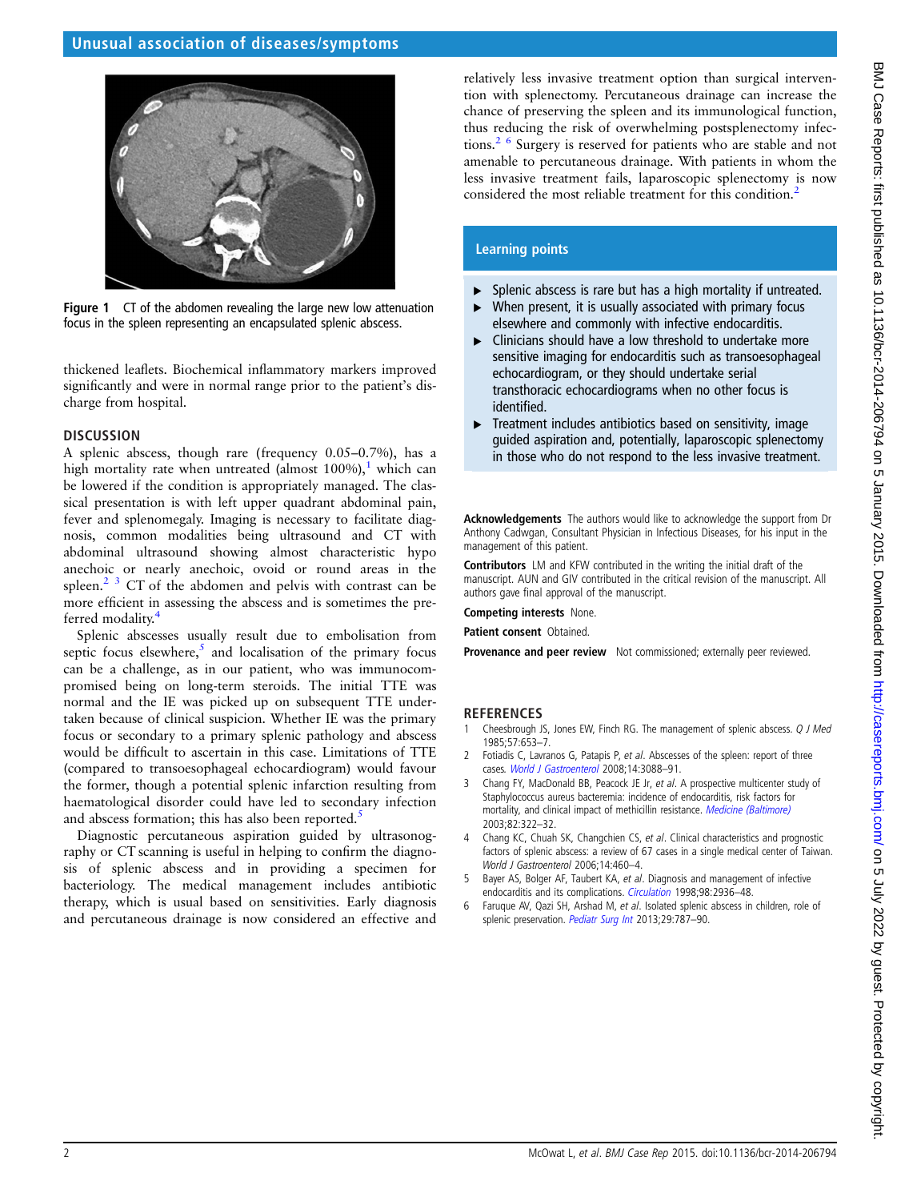Figure 1 CT of the abdomen revealing the large new low attenuation focus in the spleen representing an encapsulated splenic abscess.

thickened leaflets. Biochemical inflammatory markers improved significantly and were in normal range prior to the patient's discharge from hospital.

## DISCUSSION

A splenic abscess, though rare (frequency 0.05–0.7%), has a high mortality rate when untreated (almost 100%),[1] which can be lowered if the condition is appropriately managed. The classical presentation is with left upper quadrant abdominal pain, fever and splenomegaly. Imaging is necessary to facilitate diagnosis, common modalities being ultrasound and CT with abdominal ultrasound showing almost characteristic hypo anechoic or nearly anechoic, ovoid or round areas in the spleen.[2 3] CT of the abdomen and pelvis with contrast can be more efficient in assessing the abscess and is sometimes the preferred modality.[4]

Splenic abscesses usually result due to embolisation from septic focus elsewhere,[5] and localisation of the primary focus can be a challenge, as in our patient, who was immunocompromised being on long-term steroids. The initial TTE was normal and the IE was picked up on subsequent TTE undertaken because of clinical suspicion. Whether IE was the primary focus or secondary to a primary splenic pathology and abscess would be difficult to ascertain in this case. Limitations of TTE (compared to transoesophageal echocardiogram) would favour the former, though a potential splenic infarction resulting from haematological disorder could have led to secondary infection and abscess formation; this has also been reported.[5]

Diagnostic percutaneous aspiration guided by ultrasonography or CT scanning is useful in helping to confirm the diagnosis of splenic abscess and in providing a specimen for bacteriology. The medical management includes antibiotic therapy, which is usual based on sensitivities. Early diagnosis and percutaneous drainage is now considered an effective and relatively less invasive treatment option than surgical intervention with splenectomy. Percutaneous drainage can increase the chance of preserving the spleen and its immunological function, thus reducing the risk of overwhelming postsplenectomy infections.[2 6] Surgery is reserved for patients who are stable and not amenable to percutaneous drainage. With patients in whom the less invasive treatment fails, laparoscopic splenectomy is now considered the most reliable treatment for this condition.[2]

### Learning points

- Splenic abscess is rare but has a high mortality if untreated.
- When present, it is usually associated with primary focus elsewhere and commonly with infective endocarditis.
- Clinicians should have a low threshold to undertake more sensitive imaging for endocarditis such as transoesophageal echocardiogram, or they should undertake serial transthoracic echocardiograms when no other focus is identified.
- Treatment includes antibiotics based on sensitivity, image guided aspiration and, potentially, laparoscopic splenectomy in those who do not respond to the less invasive treatment.

**Acknowledgements** The authors would like to acknowledge the support from Dr Anthony Cadwgan, Consultant Physician in Infectious Diseases, for his input in the management of this patient.

**Contributors** LM and KFW contributed in the writing the initial draft of the manuscript. AUN and GIV contributed in the critical revision of the manuscript. All authors gave final approval of the manuscript.

**Competing interests** None.

**Patient consent** Obtained.

**Provenance and peer review** Not commissioned; externally peer reviewed.

## REFERENCES

1. Cheesbrough JS, Jones EW, Finch RG. The management of splenic abscess. *Q J Med* 1985;57:653–7.
2. Fotiadis C, Lavranos G, Patapis P, *et al*. Abscesses of the spleen: report of three cases. *World J Gastroenterol* 2008;14:3088–91.
3. Chang FY, MacDonald BB, Peacock JE Jr, *et al*. A prospective multicenter study of Staphylococcus aureus bacteremia: incidence of endocarditis, risk factors for mortality, and clinical impact of methicillin resistance. *Medicine (Baltimore)* 2003;82:322–32.
4. Chang KC, Chuah SK, Changchien CS, *et al*. Clinical characteristics and prognostic factors of splenic abscess: a review of 67 cases in a single medical center of Taiwan. *World J Gastroenterol* 2006;14:460–4.
5. Bayer AS, Bolger AF, Taubert KA, *et al*. Diagnosis and management of infective endocarditis and its complications. *Circulation* 1998;98:2936–48.
6. Faruque AV, Qazi SH, Arshad M, *et al*. Isolated splenic abscess in children, role of splenic preservation. *Pediatr Surg Int* 2013;29:787–90.